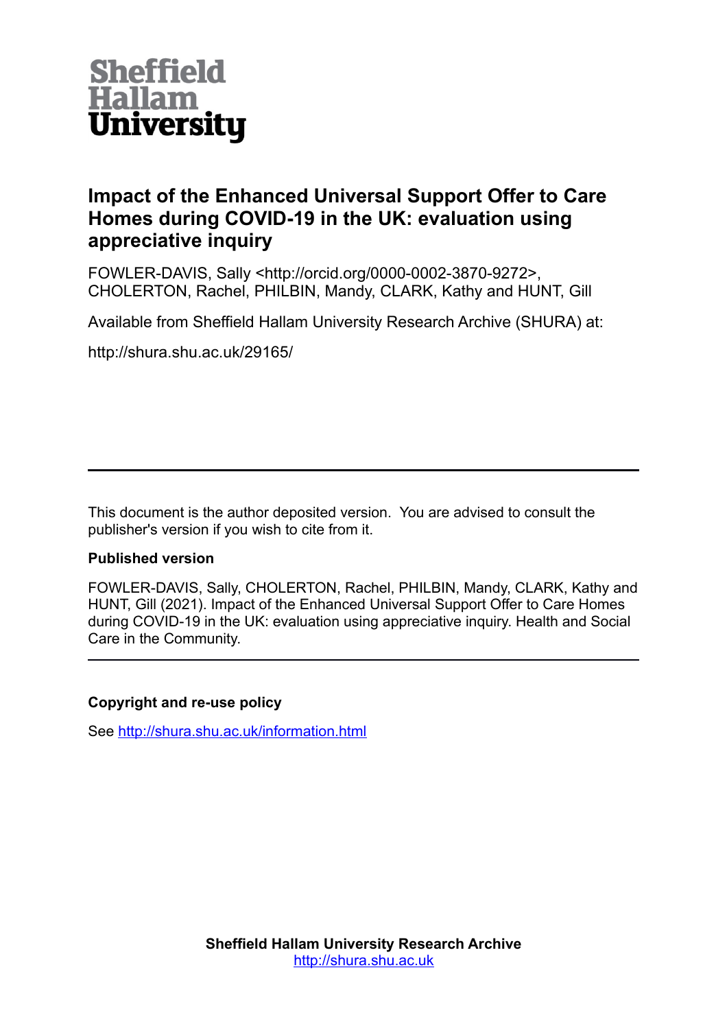Sheffield Hallam University

# Impact of the Enhanced Universal Support Offer to Care Homes during COVID-19 in the UK: evaluation using appreciative inquiry

FOWLER-DAVIS, Sally <http://orcid.org/0000-0002-3870-9272>, CHOLERTON, Rachel, PHILBIN, Mandy, CLARK, Kathy and HUNT, Gill

Available from Sheffield Hallam University Research Archive (SHURA) at:

http://shura.shu.ac.uk/29165/

---

This document is the author deposited version. You are advised to consult the publisher's version if you wish to cite from it.

**Published version**

FOWLER-DAVIS, Sally, CHOLERTON, Rachel, PHILBIN, Mandy, CLARK, Kathy and HUNT, Gill (2021). Impact of the Enhanced Universal Support Offer to Care Homes during COVID-19 in the UK: evaluation using appreciative inquiry. Health and Social Care in the Community.

---

**Copyright and re-use policy**

See http://shura.shu.ac.uk/information.html

**Sheffield Hallam University Research Archive**
http://shura.shu.ac.uk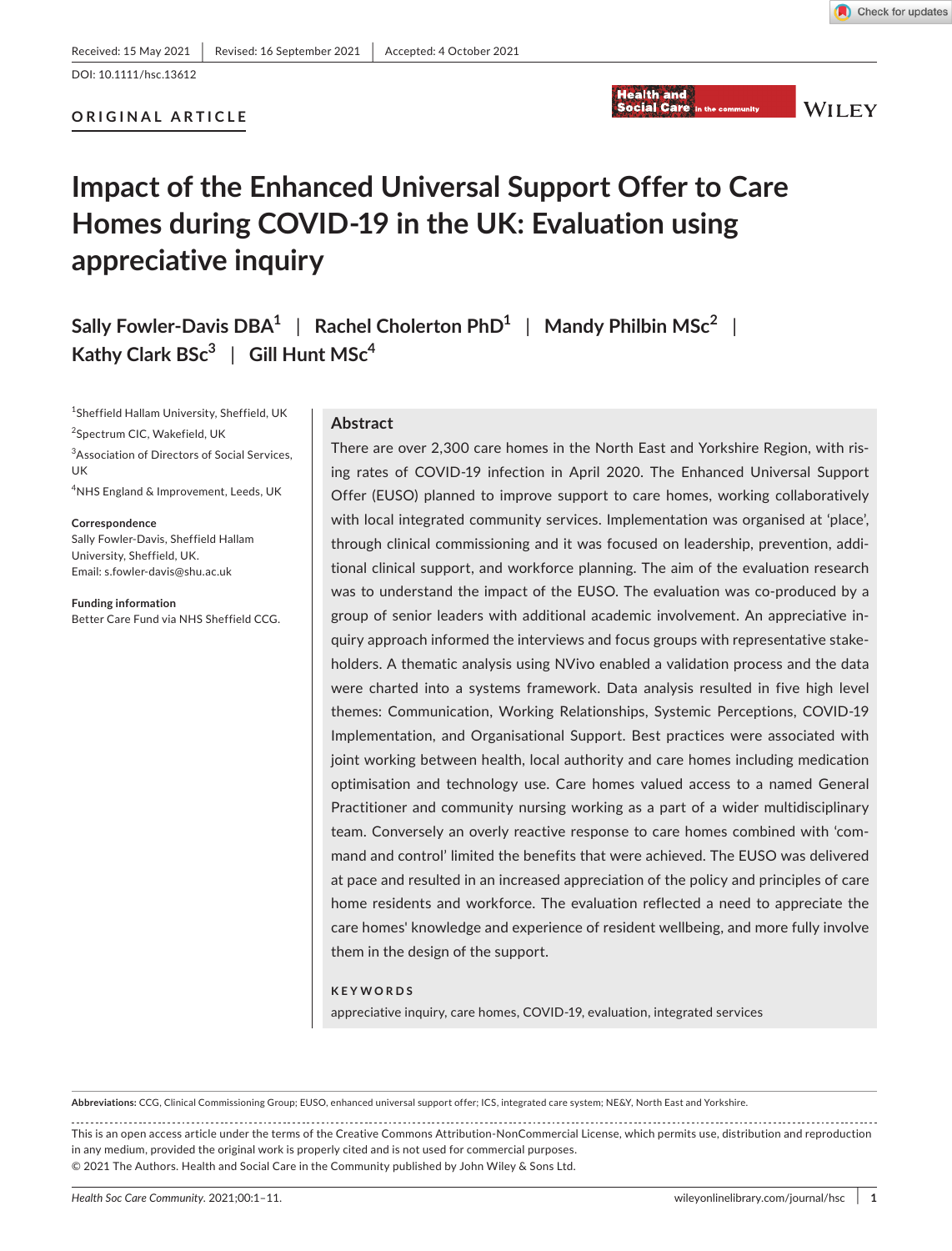Received: 15 May 2021 | Revised: 16 September 2021 | Accepted: 4 October 2021

DOI: 10.1111/hsc.13612

ORIGINAL ARTICLE

# Impact of the Enhanced Universal Support Offer to Care Homes during COVID-19 in the UK: Evaluation using appreciative inquiry

**Sally Fowler-Davis DBA[1] | Rachel Cholerton PhD[1] | Mandy Philbin MSc[2] | Kathy Clark BSc[3] | Gill Hunt MSc[4]**

[1]Sheffield Hallam University, Sheffield, UK

[2]Spectrum CIC, Wakefield, UK

[3]Association of Directors of Social Services, UK

[4]NHS England & Improvement, Leeds, UK

**Correspondence**
Sally Fowler-Davis, Sheffield Hallam University, Sheffield, UK.
Email: s.fowler-davis@shu.ac.uk

**Funding information**
Better Care Fund via NHS Sheffield CCG.

## Abstract

There are over 2,300 care homes in the North East and Yorkshire Region, with rising rates of COVID-19 infection in April 2020. The Enhanced Universal Support Offer (EUSO) planned to improve support to care homes, working collaboratively with local integrated community services. Implementation was organised at 'place', through clinical commissioning and it was focused on leadership, prevention, additional clinical support, and workforce planning. The aim of the evaluation research was to understand the impact of the EUSO. The evaluation was co-produced by a group of senior leaders with additional academic involvement. An appreciative inquiry approach informed the interviews and focus groups with representative stakeholders. A thematic analysis using NVivo enabled a validation process and the data were charted into a systems framework. Data analysis resulted in five high level themes: Communication, Working Relationships, Systemic Perceptions, COVID-19 Implementation, and Organisational Support. Best practices were associated with joint working between health, local authority and care homes including medication optimisation and technology use. Care homes valued access to a named General Practitioner and community nursing working as a part of a wider multidisciplinary team. Conversely an overly reactive response to care homes combined with 'command and control' limited the benefits that were achieved. The EUSO was delivered at pace and resulted in an increased appreciation of the policy and principles of care home residents and workforce. The evaluation reflected a need to appreciate the care homes' knowledge and experience of resident wellbeing, and more fully involve them in the design of the support.

**KEYWORDS**

appreciative inquiry, care homes, COVID-19, evaluation, integrated services

**Abbreviations:** CCG, Clinical Commissioning Group; EUSO, enhanced universal support offer; ICS, integrated care system; NE&Y, North East and Yorkshire.

This is an open access article under the terms of the Creative Commons Attribution-NonCommercial License, which permits use, distribution and reproduction in any medium, provided the original work is properly cited and is not used for commercial purposes.
© 2021 The Authors. Health and Social Care in the Community published by John Wiley & Sons Ltd.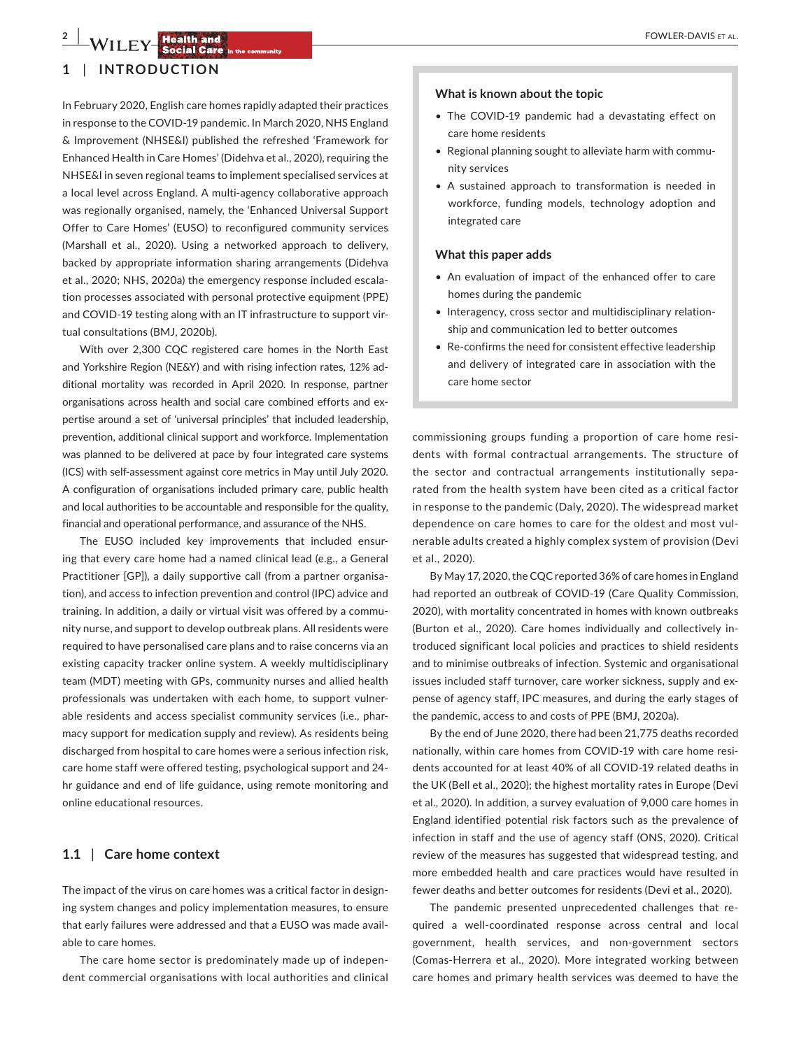## 1 | INTRODUCTION

In February 2020, English care homes rapidly adapted their practices in response to the COVID-19 pandemic. In March 2020, NHS England & Improvement (NHSE&I) published the refreshed 'Framework for Enhanced Health in Care Homes' (Didehva et al., 2020), requiring the NHSE&I in seven regional teams to implement specialised services at a local level across England. A multi-agency collaborative approach was regionally organised, namely, the 'Enhanced Universal Support Offer to Care Homes' (EUSO) to reconfigured community services (Marshall et al., 2020). Using a networked approach to delivery, backed by appropriate information sharing arrangements (Didehva et al., 2020; NHS, 2020a) the emergency response included escalation processes associated with personal protective equipment (PPE) and COVID-19 testing along with an IT infrastructure to support virtual consultations (BMJ, 2020b).

With over 2,300 CQC registered care homes in the North East and Yorkshire Region (NE&Y) and with rising infection rates, 12% additional mortality was recorded in April 2020. In response, partner organisations across health and social care combined efforts and expertise around a set of 'universal principles' that included leadership, prevention, additional clinical support and workforce. Implementation was planned to be delivered at pace by four integrated care systems (ICS) with self-assessment against core metrics in May until July 2020. A configuration of organisations included primary care, public health and local authorities to be accountable and responsible for the quality, financial and operational performance, and assurance of the NHS.

The EUSO included key improvements that included ensuring that every care home had a named clinical lead (e.g., a General Practitioner [GP]), a daily supportive call (from a partner organisation), and access to infection prevention and control (IPC) advice and training. In addition, a daily or virtual visit was offered by a community nurse, and support to develop outbreak plans. All residents were required to have personalised care plans and to raise concerns via an existing capacity tracker online system. A weekly multidisciplinary team (MDT) meeting with GPs, community nurses and allied health professionals was undertaken with each home, to support vulnerable residents and access specialist community services (i.e., pharmacy support for medication supply and review). As residents being discharged from hospital to care homes were a serious infection risk, care home staff were offered testing, psychological support and 24-hr guidance and end of life guidance, using remote monitoring and online educational resources.

### 1.1 | Care home context

The impact of the virus on care homes was a critical factor in designing system changes and policy implementation measures, to ensure that early failures were addressed and that a EUSO was made available to care homes.

The care home sector is predominately made up of independent commercial organisations with local authorities and clinical commissioning groups funding a proportion of care home residents with formal contractual arrangements. The structure of the sector and contractual arrangements institutionally separated from the health system have been cited as a critical factor in response to the pandemic (Daly, 2020). The widespread market dependence on care homes to care for the oldest and most vulnerable adults created a highly complex system of provision (Devi et al., 2020).

By May 17, 2020, the CQC reported 36% of care homes in England had reported an outbreak of COVID-19 (Care Quality Commission, 2020), with mortality concentrated in homes with known outbreaks (Burton et al., 2020). Care homes individually and collectively introduced significant local policies and practices to shield residents and to minimise outbreaks of infection. Systemic and organisational issues included staff turnover, care worker sickness, supply and expense of agency staff, IPC measures, and during the early stages of the pandemic, access to and costs of PPE (BMJ, 2020a).

By the end of June 2020, there had been 21,775 deaths recorded nationally, within care homes from COVID-19 with care home residents accounted for at least 40% of all COVID-19 related deaths in the UK (Bell et al., 2020); the highest mortality rates in Europe (Devi et al., 2020). In addition, a survey evaluation of 9,000 care homes in England identified potential risk factors such as the prevalence of infection in staff and the use of agency staff (ONS, 2020). Critical review of the measures has suggested that widespread testing, and more embedded health and care practices would have resulted in fewer deaths and better outcomes for residents (Devi et al., 2020).

The pandemic presented unprecedented challenges that required a well-coordinated response across central and local government, health services, and non-government sectors (Comas-Herrera et al., 2020). More integrated working between care homes and primary health services was deemed to have the

---

**What is known about the topic**

- The COVID-19 pandemic had a devastating effect on care home residents
- Regional planning sought to alleviate harm with community services
- A sustained approach to transformation is needed in workforce, funding models, technology adoption and integrated care

**What this paper adds**

- An evaluation of impact of the enhanced offer to care homes during the pandemic
- Interagency, cross sector and multidisciplinary relationship and communication led to better outcomes
- Re-confirms the need for consistent effective leadership and delivery of integrated care in association with the care home sector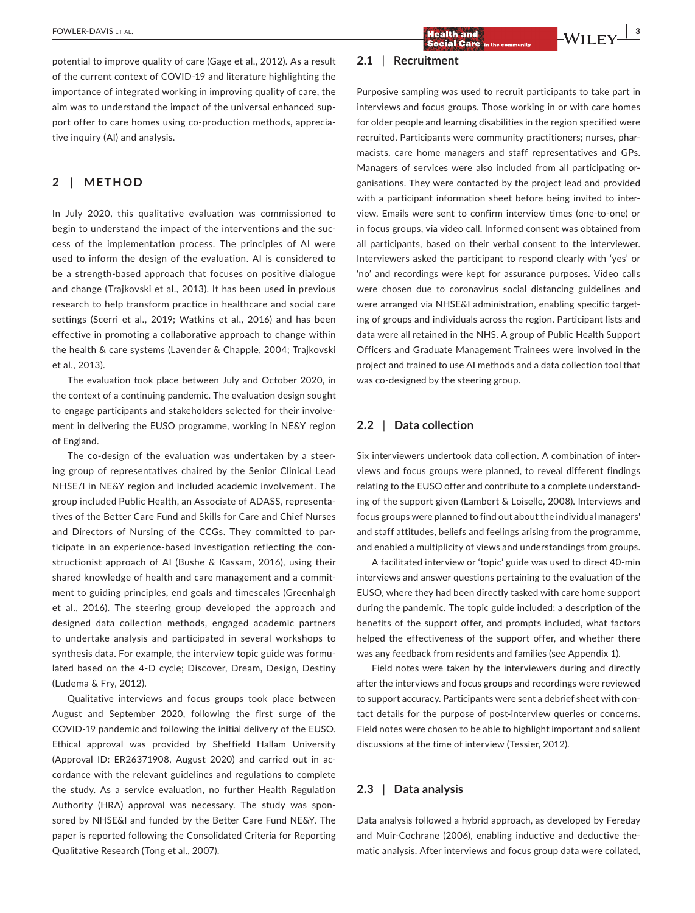potential to improve quality of care (Gage et al., 2012). As a result of the current context of COVID-19 and literature highlighting the importance of integrated working in improving quality of care, the aim was to understand the impact of the universal enhanced support offer to care homes using co-production methods, appreciative inquiry (AI) and analysis.

## 2 | METHOD

In July 2020, this qualitative evaluation was commissioned to begin to understand the impact of the interventions and the success of the implementation process. The principles of AI were used to inform the design of the evaluation. AI is considered to be a strength-based approach that focuses on positive dialogue and change (Trajkovski et al., 2013). It has been used in previous research to help transform practice in healthcare and social care settings (Scerri et al., 2019; Watkins et al., 2016) and has been effective in promoting a collaborative approach to change within the health & care systems (Lavender & Chapple, 2004; Trajkovski et al., 2013).

The evaluation took place between July and October 2020, in the context of a continuing pandemic. The evaluation design sought to engage participants and stakeholders selected for their involvement in delivering the EUSO programme, working in NE&Y region of England.

The co-design of the evaluation was undertaken by a steering group of representatives chaired by the Senior Clinical Lead NHSE/I in NE&Y region and included academic involvement. The group included Public Health, an Associate of ADASS, representatives of the Better Care Fund and Skills for Care and Chief Nurses and Directors of Nursing of the CCGs. They committed to participate in an experience-based investigation reflecting the constructionist approach of AI (Bushe & Kassam, 2016), using their shared knowledge of health and care management and a commitment to guiding principles, end goals and timescales (Greenhalgh et al., 2016). The steering group developed the approach and designed data collection methods, engaged academic partners to undertake analysis and participated in several workshops to synthesis data. For example, the interview topic guide was formulated based on the 4-D cycle; Discover, Dream, Design, Destiny (Ludema & Fry, 2012).

Qualitative interviews and focus groups took place between August and September 2020, following the first surge of the COVID-19 pandemic and following the initial delivery of the EUSO. Ethical approval was provided by Sheffield Hallam University (Approval ID: ER26371908, August 2020) and carried out in accordance with the relevant guidelines and regulations to complete the study. As a service evaluation, no further Health Regulation Authority (HRA) approval was necessary. The study was sponsored by NHSE&I and funded by the Better Care Fund NE&Y. The paper is reported following the Consolidated Criteria for Reporting Qualitative Research (Tong et al., 2007).

### 2.1 | Recruitment

Purposive sampling was used to recruit participants to take part in interviews and focus groups. Those working in or with care homes for older people and learning disabilities in the region specified were recruited. Participants were community practitioners; nurses, pharmacists, care home managers and staff representatives and GPs. Managers of services were also included from all participating organisations. They were contacted by the project lead and provided with a participant information sheet before being invited to interview. Emails were sent to confirm interview times (one-to-one) or in focus groups, via video call. Informed consent was obtained from all participants, based on their verbal consent to the interviewer. Interviewers asked the participant to respond clearly with 'yes' or 'no' and recordings were kept for assurance purposes. Video calls were chosen due to coronavirus social distancing guidelines and were arranged via NHSE&I administration, enabling specific targeting of groups and individuals across the region. Participant lists and data were all retained in the NHS. A group of Public Health Support Officers and Graduate Management Trainees were involved in the project and trained to use AI methods and a data collection tool that was co-designed by the steering group.

### 2.2 | Data collection

Six interviewers undertook data collection. A combination of interviews and focus groups were planned, to reveal different findings relating to the EUSO offer and contribute to a complete understanding of the support given (Lambert & Loiselle, 2008). Interviews and focus groups were planned to find out about the individual managers' and staff attitudes, beliefs and feelings arising from the programme, and enabled a multiplicity of views and understandings from groups.

A facilitated interview or 'topic' guide was used to direct 40-min interviews and answer questions pertaining to the evaluation of the EUSO, where they had been directly tasked with care home support during the pandemic. The topic guide included; a description of the benefits of the support offer, and prompts included, what factors helped the effectiveness of the support offer, and whether there was any feedback from residents and families (see Appendix 1).

Field notes were taken by the interviewers during and directly after the interviews and focus groups and recordings were reviewed to support accuracy. Participants were sent a debrief sheet with contact details for the purpose of post-interview queries or concerns. Field notes were chosen to be able to highlight important and salient discussions at the time of interview (Tessier, 2012).

### 2.3 | Data analysis

Data analysis followed a hybrid approach, as developed by Fereday and Muir-Cochrane (2006), enabling inductive and deductive thematic analysis. After interviews and focus group data were collated,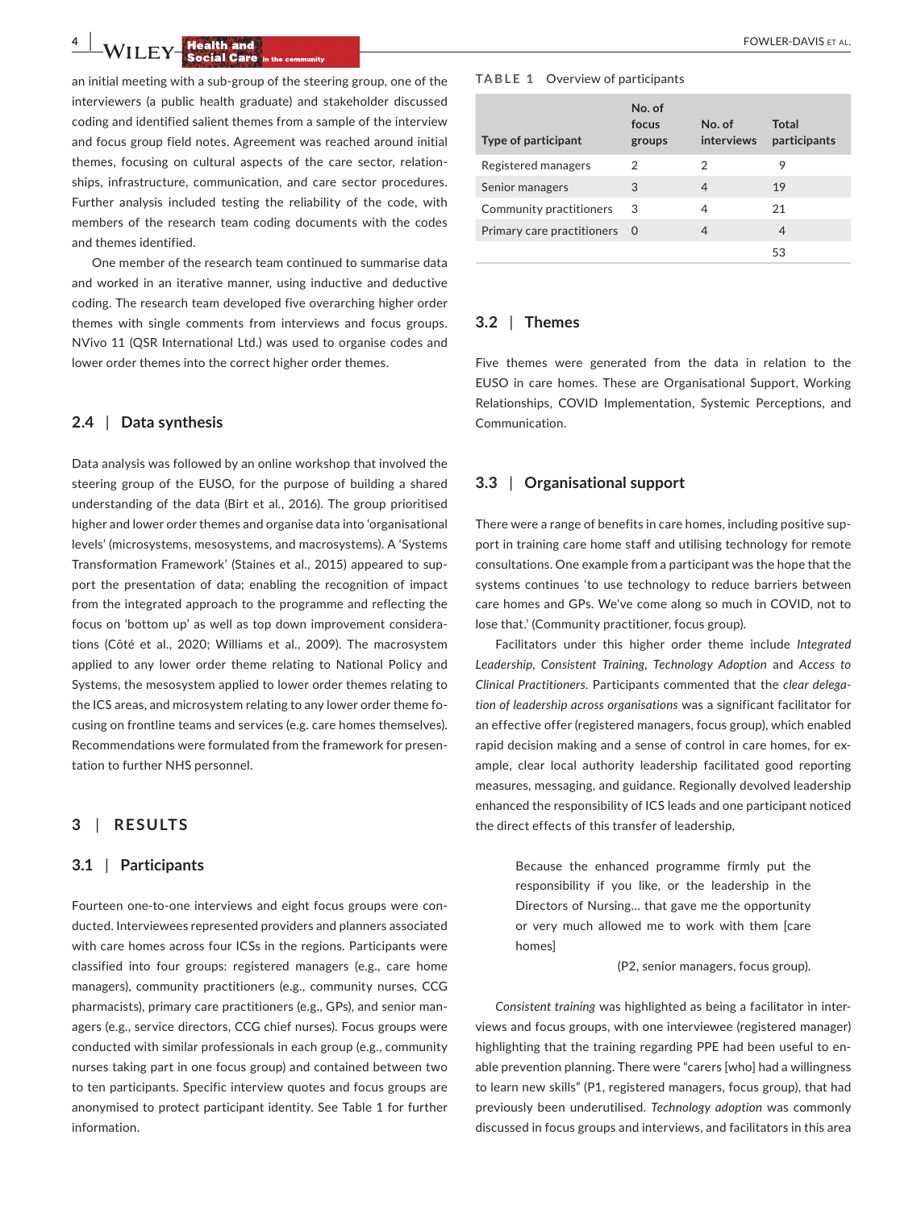an initial meeting with a sub-group of the steering group, one of the interviewers (a public health graduate) and stakeholder discussed coding and identified salient themes from a sample of the interview and focus group field notes. Agreement was reached around initial themes, focusing on cultural aspects of the care sector, relationships, infrastructure, communication, and care sector procedures. Further analysis included testing the reliability of the code, with members of the research team coding documents with the codes and themes identified.

One member of the research team continued to summarise data and worked in an iterative manner, using inductive and deductive coding. The research team developed five overarching higher order themes with single comments from interviews and focus groups. NVivo 11 (QSR International Ltd.) was used to organise codes and lower order themes into the correct higher order themes.

### 2.4 | Data synthesis

Data analysis was followed by an online workshop that involved the steering group of the EUSO, for the purpose of building a shared understanding of the data (Birt et al., 2016). The group prioritised higher and lower order themes and organise data into 'organisational levels' (microsystems, mesosystems, and macrosystems). A 'Systems Transformation Framework' (Staines et al., 2015) appeared to support the presentation of data; enabling the recognition of impact from the integrated approach to the programme and reflecting the focus on 'bottom up' as well as top down improvement considerations (Côté et al., 2020; Williams et al., 2009). The macrosystem applied to any lower order theme relating to National Policy and Systems, the mesosystem applied to lower order themes relating to the ICS areas, and microsystem relating to any lower order theme focusing on frontline teams and services (e.g. care homes themselves). Recommendations were formulated from the framework for presentation to further NHS personnel.

## 3 | RESULTS

### 3.1 | Participants

Fourteen one-to-one interviews and eight focus groups were conducted. Interviewees represented providers and planners associated with care homes across four ICSs in the regions. Participants were classified into four groups: registered managers (e.g., care home managers), community practitioners (e.g., community nurses, CCG pharmacists), primary care practitioners (e.g., GPs), and senior managers (e.g., service directors, CCG chief nurses). Focus groups were conducted with similar professionals in each group (e.g., community nurses taking part in one focus group) and contained between two to ten participants. Specific interview quotes and focus groups are anonymised to protect participant identity. See Table 1 for further information.

**TABLE 1** Overview of participants

| Type of participant | No. of focus groups | No. of interviews | Total participants |
|---|---|---|---|
| Registered managers | 2 | 2 | 9 |
| Senior managers | 3 | 4 | 19 |
| Community practitioners | 3 | 4 | 21 |
| Primary care practitioners | 0 | 4 | 4 |
| | | | 53 |

### 3.2 | Themes

Five themes were generated from the data in relation to the EUSO in care homes. These are Organisational Support, Working Relationships, COVID Implementation, Systemic Perceptions, and Communication.

### 3.3 | Organisational support

There were a range of benefits in care homes, including positive support in training care home staff and utilising technology for remote consultations. One example from a participant was the hope that the systems continues 'to use technology to reduce barriers between care homes and GPs. We've come along so much in COVID, not to lose that.' (Community practitioner, focus group).

Facilitators under this higher order theme include *Integrated Leadership, Consistent Training, Technology Adoption* and *Access to Clinical Practitioners.* Participants commented that the *clear delegation of leadership across organisations* was a significant facilitator for an effective offer (registered managers, focus group), which enabled rapid decision making and a sense of control in care homes, for example, clear local authority leadership facilitated good reporting measures, messaging, and guidance. Regionally devolved leadership enhanced the responsibility of ICS leads and one participant noticed the direct effects of this transfer of leadership,

> Because the enhanced programme firmly put the responsibility if you like, or the leadership in the Directors of Nursing… that gave me the opportunity or very much allowed me to work with them [care homes]
>
> (P2, senior managers, focus group).

*Consistent training* was highlighted as being a facilitator in interviews and focus groups, with one interviewee (registered manager) highlighting that the training regarding PPE had been useful to enable prevention planning. There were "carers [who] had a willingness to learn new skills" (P1, registered managers, focus group), that had previously been underutilised. *Technology adoption* was commonly discussed in focus groups and interviews, and facilitators in this area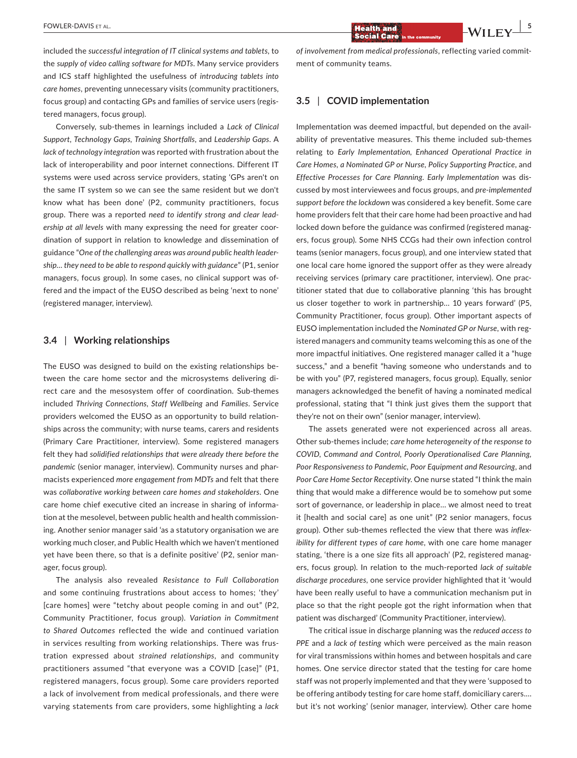included the *successful integration of IT clinical systems and tablets*, to the *supply of video calling software for MDTs*. Many service providers and ICS staff highlighted the usefulness of *introducing tablets into care homes*, preventing unnecessary visits (community practitioners, focus group) and contacting GPs and families of service users (registered managers, focus group).

Conversely, sub-themes in learnings included a *Lack of Clinical Support*, *Technology Gaps*, *Training Shortfalls*, and *Leadership Gaps*. A *lack of technology integration* was reported with frustration about the lack of interoperability and poor internet connections. Different IT systems were used across service providers, stating 'GPs aren't on the same IT system so we can see the same resident but we don't know what has been done' (P2, community practitioners, focus group). There was a reported *need to identify strong and clear leadership at all levels* with many expressing the need for greater coordination of support in relation to knowledge and dissemination of guidance "*One of the challenging areas was around public health leadership… they need to be able to respond quickly with guidance*" (P1, senior managers, focus group). In some cases, no clinical support was offered and the impact of the EUSO described as being 'next to none' (registered manager, interview).

### 3.4 | Working relationships

The EUSO was designed to build on the existing relationships between the care home sector and the microsystems delivering direct care and the mesosystem offer of coordination. Sub-themes included *Thriving Connections*, *Staff Wellbeing* and *Families*. Service providers welcomed the EUSO as an opportunity to build relationships across the community; with nurse teams, carers and residents (Primary Care Practitioner, interview). Some registered managers felt they had *solidified relationships that were already there before the pandemic* (senior manager, interview). Community nurses and pharmacists experienced *more engagement from MDTs* and felt that there was *collaborative working between care homes and stakeholders*. One care home chief executive cited an increase in sharing of information at the mesolevel, between public health and health commissioning. Another senior manager said 'as a statutory organisation we are working much closer, and Public Health which we haven't mentioned yet have been there, so that is a definite positive' (P2, senior manager, focus group).

The analysis also revealed *Resistance to Full Collaboration* and some continuing frustrations about access to homes; 'they' [care homes] were "tetchy about people coming in and out" (P2, Community Practitioner, focus group). *Variation in Commitment to Shared Outcomes* reflected the wide and continued variation in services resulting from working relationships. There was frustration expressed about *strained relationships*, and community practitioners assumed "that everyone was a COVID [case]" (P1, registered managers, focus group). Some care providers reported a lack of involvement from medical professionals, and there were varying statements from care providers, some highlighting a *lack of involvement from medical professionals*, reflecting varied commitment of community teams.

### 3.5 | COVID implementation

Implementation was deemed impactful, but depended on the availability of preventative measures. This theme included sub-themes relating to *Early Implementation, Enhanced Operational Practice in Care Homes, a Nominated GP or Nurse, Policy Supporting Practice*, and *Effective Processes for Care Planning*. *Early Implementation* was discussed by most interviewees and focus groups, and *pre-implemented support before the lockdown* was considered a key benefit. Some care home providers felt that their care home had been proactive and had locked down before the guidance was confirmed (registered managers, focus group). Some NHS CCGs had their own infection control teams (senior managers, focus group), and one interview stated that one local care home ignored the support offer as they were already receiving services (primary care practitioner, interview). One practitioner stated that due to collaborative planning 'this has brought us closer together to work in partnership… 10 years forward' (P5, Community Practitioner, focus group). Other important aspects of EUSO implementation included the *Nominated GP or Nurse*, with registered managers and community teams welcoming this as one of the more impactful initiatives. One registered manager called it a "huge success," and a benefit "having someone who understands and to be with you" (P7, registered managers, focus group). Equally, senior managers acknowledged the benefit of having a nominated medical professional, stating that "I think just gives them the support that they're not on their own" (senior manager, interview).

The assets generated were not experienced across all areas. Other sub-themes include; *care home heterogeneity of the response to COVID*, *Command and Control*, *Poorly Operationalised Care Planning*, *Poor Responsiveness to Pandemic*, *Poor Equipment and Resourcing*, and *Poor Care Home Sector Receptivity*. One nurse stated "I think the main thing that would make a difference would be to somehow put some sort of governance, or leadership in place… we almost need to treat it [health and social care] as one unit" (P2 senior managers, focus group). Other sub-themes reflected the view that there was *inflexibility for different types of care home*, with one care home manager stating, 'there is a one size fits all approach' (P2, registered managers, focus group). In relation to the much-reported *lack of suitable discharge procedures*, one service provider highlighted that it 'would have been really useful to have a communication mechanism put in place so that the right people got the right information when that patient was discharged' (Community Practitioner, interview).

The critical issue in discharge planning was the *reduced access to PPE* and a *lack of testing* which were perceived as the main reason for viral transmissions within homes and between hospitals and care homes. One service director stated that the testing for care home staff was not properly implemented and that they were 'supposed to be offering antibody testing for care home staff, domiciliary carers…. but it's not working' (senior manager, interview). Other care home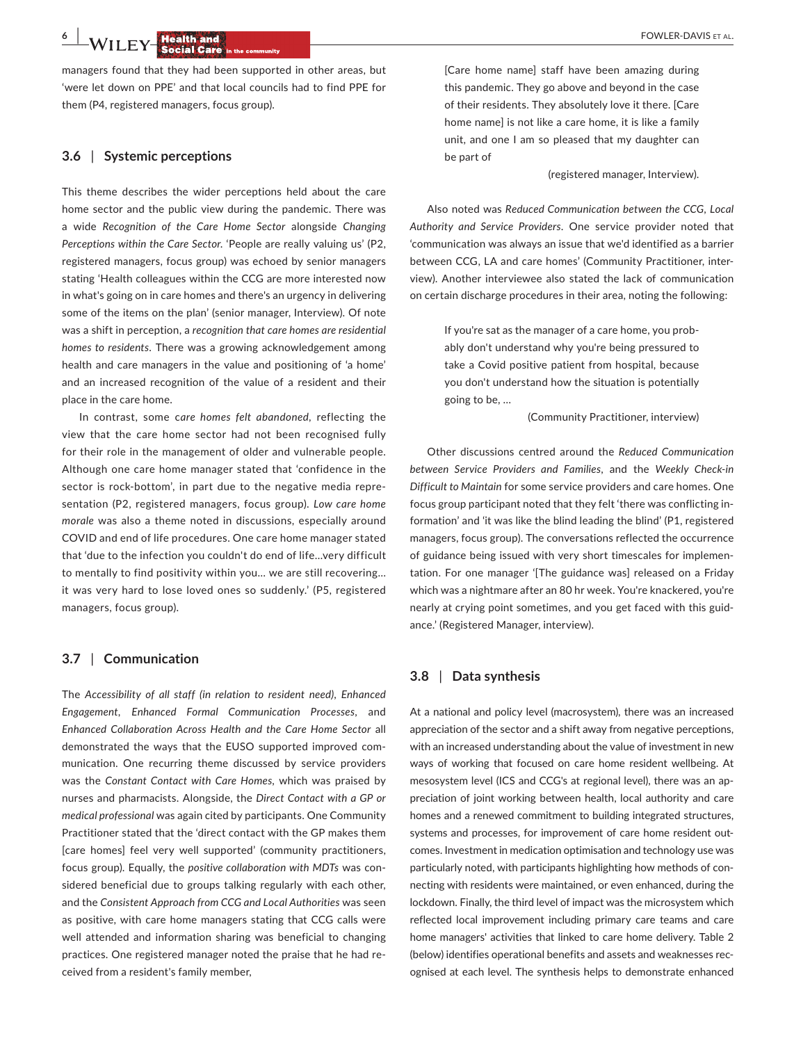managers found that they had been supported in other areas, but 'were let down on PPE' and that local councils had to find PPE for them (P4, registered managers, focus group).

### 3.6 | Systemic perceptions

This theme describes the wider perceptions held about the care home sector and the public view during the pandemic. There was a wide *Recognition of the Care Home Sector* alongside *Changing Perceptions within the Care Sector*. 'People are really valuing us' (P2, registered managers, focus group) was echoed by senior managers stating 'Health colleagues within the CCG are more interested now in what's going on in care homes and there's an urgency in delivering some of the items on the plan' (senior manager, Interview). Of note was a shift in perception, a *recognition that care homes are residential homes to residents*. There was a growing acknowledgement among health and care managers in the value and positioning of 'a home' and an increased recognition of the value of a resident and their place in the care home.

In contrast, some *care homes felt abandoned*, reflecting the view that the care home sector had not been recognised fully for their role in the management of older and vulnerable people. Although one care home manager stated that 'confidence in the sector is rock-bottom', in part due to the negative media representation (P2, registered managers, focus group). *Low care home morale* was also a theme noted in discussions, especially around COVID and end of life procedures. One care home manager stated that 'due to the infection you couldn't do end of life…very difficult to mentally to find positivity within you… we are still recovering… it was very hard to lose loved ones so suddenly.' (P5, registered managers, focus group).

### 3.7 | Communication

The *Accessibility of all staff (in relation to resident need)*, *Enhanced Engagement*, *Enhanced Formal Communication Processes*, and *Enhanced Collaboration Across Health and the Care Home Sector* all demonstrated the ways that the EUSO supported improved communication. One recurring theme discussed by service providers was the *Constant Contact with Care Homes*, which was praised by nurses and pharmacists. Alongside, the *Direct Contact with a GP or medical professional* was again cited by participants. One Community Practitioner stated that the 'direct contact with the GP makes them [care homes] feel very well supported' (community practitioners, focus group). Equally, the *positive collaboration with MDTs* was considered beneficial due to groups talking regularly with each other, and the *Consistent Approach from CCG and Local Authorities* was seen as positive, with care home managers stating that CCG calls were well attended and information sharing was beneficial to changing practices. One registered manager noted the praise that he had received from a resident's family member,

> [Care home name] staff have been amazing during this pandemic. They go above and beyond in the case of their residents. They absolutely love it there. [Care home name] is not like a care home, it is like a family unit, and one I am so pleased that my daughter can be part of
>
> (registered manager, Interview).

Also noted was *Reduced Communication between the CCG, Local Authority and Service Providers*. One service provider noted that 'communication was always an issue that we'd identified as a barrier between CCG, LA and care homes' (Community Practitioner, interview). Another interviewee also stated the lack of communication on certain discharge procedures in their area, noting the following:

> If you're sat as the manager of a care home, you probably don't understand why you're being pressured to take a Covid positive patient from hospital, because you don't understand how the situation is potentially going to be, …
>
> (Community Practitioner, interview)

Other discussions centred around the *Reduced Communication between Service Providers and Families*, and the *Weekly Check-in Difficult to Maintain* for some service providers and care homes. One focus group participant noted that they felt 'there was conflicting information' and 'it was like the blind leading the blind' (P1, registered managers, focus group). The conversations reflected the occurrence of guidance being issued with very short timescales for implementation. For one manager '[The guidance was] released on a Friday which was a nightmare after an 80 hr week. You're knackered, you're nearly at crying point sometimes, and you get faced with this guidance.' (Registered Manager, interview).

### 3.8 | Data synthesis

At a national and policy level (macrosystem), there was an increased appreciation of the sector and a shift away from negative perceptions, with an increased understanding about the value of investment in new ways of working that focused on care home resident wellbeing. At mesosystem level (ICS and CCG's at regional level), there was an appreciation of joint working between health, local authority and care homes and a renewed commitment to building integrated structures, systems and processes, for improvement of care home resident outcomes. Investment in medication optimisation and technology use was particularly noted, with participants highlighting how methods of connecting with residents were maintained, or even enhanced, during the lockdown. Finally, the third level of impact was the microsystem which reflected local improvement including primary care teams and care home managers' activities that linked to care home delivery. Table 2 (below) identifies operational benefits and assets and weaknesses recognised at each level. The synthesis helps to demonstrate enhanced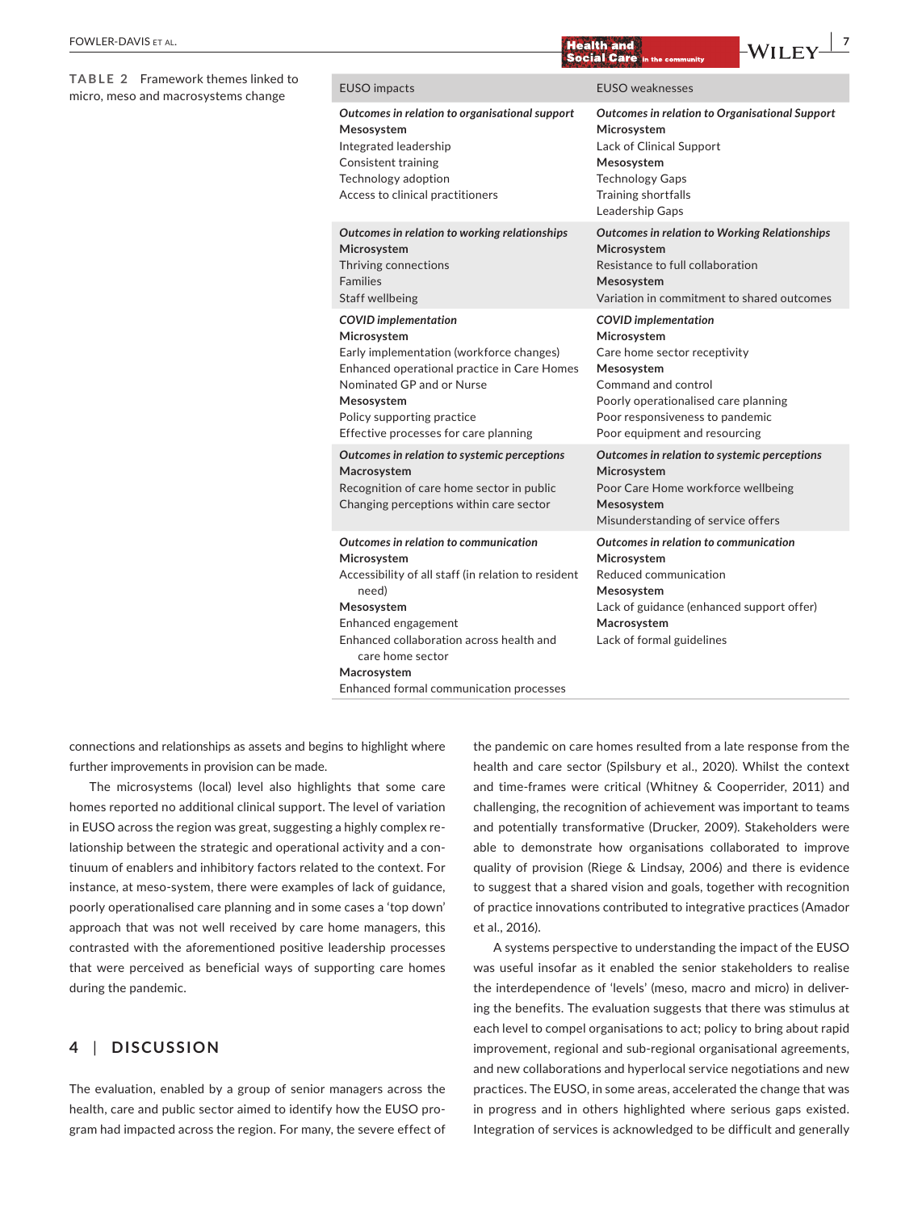**TABLE 2** Framework themes linked to micro, meso and macrosystems change

| EUSO impacts | EUSO weaknesses |
|---|---|
| *Outcomes in relation to organisational support*<br>**Mesosystem**<br>Integrated leadership<br>Consistent training<br>Technology adoption<br>Access to clinical practitioners | *Outcomes in relation to Organisational Support*<br>**Microsystem**<br>Lack of Clinical Support<br>**Mesosystem**<br>Technology Gaps<br>Training shortfalls<br>Leadership Gaps |
| *Outcomes in relation to working relationships*<br>**Microsystem**<br>Thriving connections<br>Families<br>Staff wellbeing | *Outcomes in relation to Working Relationships*<br>**Microsystem**<br>Resistance to full collaboration<br>**Mesosystem**<br>Variation in commitment to shared outcomes |
| *COVID implementation*<br>**Microsystem**<br>Early implementation (workforce changes)<br>Enhanced operational practice in Care Homes<br>Nominated GP and or Nurse<br>**Mesosystem**<br>Policy supporting practice<br>Effective processes for care planning | *COVID implementation*<br>**Microsystem**<br>Care home sector receptivity<br>**Mesosystem**<br>Command and control<br>Poorly operationalised care planning<br>Poor responsiveness to pandemic<br>Poor equipment and resourcing |
| *Outcomes in relation to systemic perceptions*<br>**Macrosystem**<br>Recognition of care home sector in public<br>Changing perceptions within care sector | *Outcomes in relation to systemic perceptions*<br>**Microsystem**<br>Poor Care Home workforce wellbeing<br>**Mesosystem**<br>Misunderstanding of service offers |
| *Outcomes in relation to communication*<br>**Microsystem**<br>Accessibility of all staff (in relation to resident need)<br>**Mesosystem**<br>Enhanced engagement<br>Enhanced collaboration across health and care home sector<br>**Macrosystem**<br>Enhanced formal communication processes | *Outcomes in relation to communication*<br>**Microsystem**<br>Reduced communication<br>**Mesosystem**<br>Lack of guidance (enhanced support offer)<br>**Macrosystem**<br>Lack of formal guidelines |

connections and relationships as assets and begins to highlight where further improvements in provision can be made.

The microsystems (local) level also highlights that some care homes reported no additional clinical support. The level of variation in EUSO across the region was great, suggesting a highly complex relationship between the strategic and operational activity and a continuum of enablers and inhibitory factors related to the context. For instance, at meso-system, there were examples of lack of guidance, poorly operationalised care planning and in some cases a 'top down' approach that was not well received by care home managers, this contrasted with the aforementioned positive leadership processes that were perceived as beneficial ways of supporting care homes during the pandemic.

## 4 | DISCUSSION

The evaluation, enabled by a group of senior managers across the health, care and public sector aimed to identify how the EUSO program had impacted across the region. For many, the severe effect of the pandemic on care homes resulted from a late response from the health and care sector (Spilsbury et al., 2020). Whilst the context and time-frames were critical (Whitney & Cooperrider, 2011) and challenging, the recognition of achievement was important to teams and potentially transformative (Drucker, 2009). Stakeholders were able to demonstrate how organisations collaborated to improve quality of provision (Riege & Lindsay, 2006) and there is evidence to suggest that a shared vision and goals, together with recognition of practice innovations contributed to integrative practices (Amador et al., 2016).

A systems perspective to understanding the impact of the EUSO was useful insofar as it enabled the senior stakeholders to realise the interdependence of 'levels' (meso, macro and micro) in delivering the benefits. The evaluation suggests that there was stimulus at each level to compel organisations to act; policy to bring about rapid improvement, regional and sub-regional organisational agreements, and new collaborations and hyperlocal service negotiations and new practices. The EUSO, in some areas, accelerated the change that was in progress and in others highlighted where serious gaps existed. Integration of services is acknowledged to be difficult and generally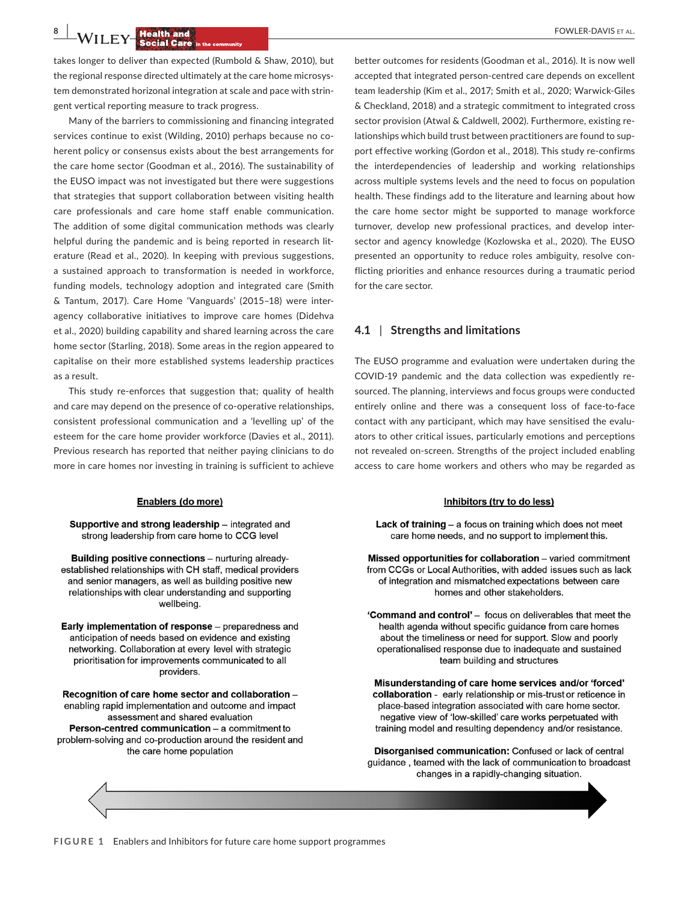takes longer to deliver than expected (Rumbold & Shaw, 2010), but the regional response directed ultimately at the care home microsystem demonstrated horizonal integration at scale and pace with stringent reporting measure to track progress.

Many of the barriers to commissioning and financing integrated services continue to exist (Wilding, 2010) perhaps because no coherent policy or consensus exists about the best arrangements for the care home sector (Goodman et al., 2016). The sustainability of the EUSO impact was not investigated but there were suggestions that strategies that support collaboration between visiting health care professionals and care home staff enable communication. The addition of some digital communication methods was clearly helpful during the pandemic and is being reported in research literature (Read et al., 2020). In keeping with previous suggestions, a sustained approach to transformation is needed in workforce, funding models, technology adoption and integrated care (Smith & Tantum, 2017). Care Home 'Vanguards' (2015–18) were interagency collaborative initiatives to improve care homes (Didehva et al., 2020) building capability and shared learning across the care home sector (Starling, 2018). Some areas in the region appeared to capitalise on their more established systems leadership practices as a result.

This study re-enforces that suggestion that; quality of health and care may depend on the presence of co-operative relationships, consistent professional communication and a 'levelling up' of the esteem for the care home provider workforce (Davies et al., 2011). Previous research has reported that neither paying clinicians to do more in care homes nor investing in training is sufficient to achieve better outcomes for residents (Goodman et al., 2016). It is now well accepted that integrated person-centred care depends on excellent team leadership (Kim et al., 2017; Smith et al., 2020; Warwick-Giles & Checkland, 2018) and a strategic commitment to integrated cross sector provision (Atwal & Caldwell, 2002). Furthermore, existing relationships which build trust between practitioners are found to support effective working (Gordon et al., 2018). This study re-confirms the interdependencies of leadership and working relationships across multiple systems levels and the need to focus on population health. These findings add to the literature and learning about how the care home sector might be supported to manage workforce turnover, develop new professional practices, and develop inter-sector and agency knowledge (Kozlowska et al., 2020). The EUSO presented an opportunity to reduce roles ambiguity, resolve conflicting priorities and enhance resources during a traumatic period for the care sector.

## 4.1 | Strengths and limitations

The EUSO programme and evaluation were undertaken during the COVID-19 pandemic and the data collection was expediently resourced. The planning, interviews and focus groups were conducted entirely online and there was a consequent loss of face-to-face contact with any participant, which may have sensitised the evaluators to other critical issues, particularly emotions and perceptions not revealed on-screen. Strengths of the project included enabling access to care home workers and others who may be regarded as

**Enablers (do more)**

**Supportive and strong leadership** – integrated and strong leadership from care home to CCG level

**Building positive connections** – nurturing already-established relationships with CH staff, medical providers and senior managers, as well as building positive new relationships with clear understanding and supporting wellbeing.

**Early implementation of response** – preparedness and anticipation of needs based on evidence and existing networking. Collaboration at every level with strategic prioritisation for improvements communicated to all providers.

**Recognition of care home sector and collaboration** – enabling rapid implementation and outcome and impact assessment and shared evaluation

**Person-centred communication** – a commitment to problem-solving and co-production around the resident and the care home population

**Inhibitors (try to do less)**

**Lack of training** – a focus on training which does not meet care home needs, and no support to implement this.

**Missed opportunities for collaboration** – varied commitment from CCGs or Local Authorities, with added issues such as lack of integration and mismatched expectations between care homes and other stakeholders.

**'Command and control'** – focus on deliverables that meet the health agenda without specific guidance from care homes about the timeliness or need for support. Slow and poorly operationalised response due to inadequate and sustained team building and structures

**Misunderstanding of care home services and/or 'forced' collaboration** - early relationship or mis-trust or reticence in place-based integration associated with care home sector. negative view of 'low-skilled' care works perpetuated with training model and resulting dependency and/or resistance.

**Disorganised communication:** Confused or lack of central guidance , teamed with the lack of communication to broadcast changes in a rapidly-changing situation.

**FIGURE 1** Enablers and Inhibitors for future care home support programmes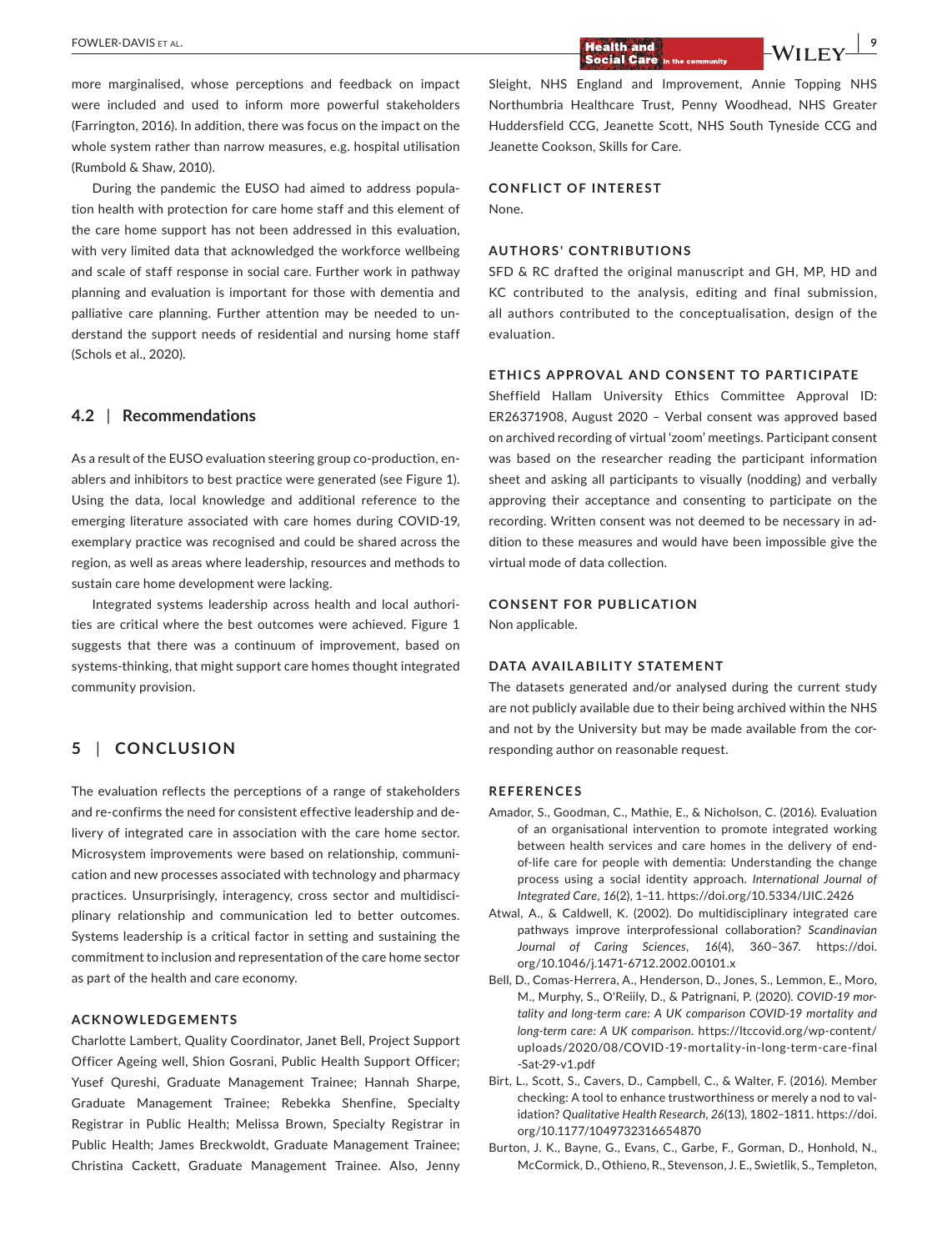more marginalised, whose perceptions and feedback on impact were included and used to inform more powerful stakeholders (Farrington, 2016). In addition, there was focus on the impact on the whole system rather than narrow measures, e.g. hospital utilisation (Rumbold & Shaw, 2010).

During the pandemic the EUSO had aimed to address population health with protection for care home staff and this element of the care home support has not been addressed in this evaluation, with very limited data that acknowledged the workforce wellbeing and scale of staff response in social care. Further work in pathway planning and evaluation is important for those with dementia and palliative care planning. Further attention may be needed to understand the support needs of residential and nursing home staff (Schols et al., 2020).

### 4.2 | Recommendations

As a result of the EUSO evaluation steering group co-production, enablers and inhibitors to best practice were generated (see Figure 1). Using the data, local knowledge and additional reference to the emerging literature associated with care homes during COVID-19, exemplary practice was recognised and could be shared across the region, as well as areas where leadership, resources and methods to sustain care home development were lacking.

Integrated systems leadership across health and local authorities are critical where the best outcomes were achieved. Figure 1 suggests that there was a continuum of improvement, based on systems-thinking, that might support care homes thought integrated community provision.

## 5 | CONCLUSION

The evaluation reflects the perceptions of a range of stakeholders and re-confirms the need for consistent effective leadership and delivery of integrated care in association with the care home sector. Microsystem improvements were based on relationship, communication and new processes associated with technology and pharmacy practices. Unsurprisingly, interagency, cross sector and multidisciplinary relationship and communication led to better outcomes. Systems leadership is a critical factor in setting and sustaining the commitment to inclusion and representation of the care home sector as part of the health and care economy.

### ACKNOWLEDGEMENTS

Charlotte Lambert, Quality Coordinator, Janet Bell, Project Support Officer Ageing well, Shion Gosrani, Public Health Support Officer; Yusef Qureshi, Graduate Management Trainee; Hannah Sharpe, Graduate Management Trainee; Rebekka Shenfine, Specialty Registrar in Public Health; Melissa Brown, Specialty Registrar in Public Health; James Breckwoldt, Graduate Management Trainee; Christina Cackett, Graduate Management Trainee. Also, Jenny Sleight, NHS England and Improvement, Annie Topping NHS Northumbria Healthcare Trust, Penny Woodhead, NHS Greater Huddersfield CCG, Jeanette Scott, NHS South Tyneside CCG and Jeanette Cookson, Skills for Care.

### CONFLICT OF INTEREST

None.

### AUTHORS' CONTRIBUTIONS

SFD & RC drafted the original manuscript and GH, MP, HD and KC contributed to the analysis, editing and final submission, all authors contributed to the conceptualisation, design of the evaluation.

### ETHICS APPROVAL AND CONSENT TO PARTICIPATE

Sheffield Hallam University Ethics Committee Approval ID: ER26371908, August 2020 – Verbal consent was approved based on archived recording of virtual 'zoom' meetings. Participant consent was based on the researcher reading the participant information sheet and asking all participants to visually (nodding) and verbally approving their acceptance and consenting to participate on the recording. Written consent was not deemed to be necessary in addition to these measures and would have been impossible give the virtual mode of data collection.

### CONSENT FOR PUBLICATION

Non applicable.

### DATA AVAILABILITY STATEMENT

The datasets generated and/or analysed during the current study are not publicly available due to their being archived within the NHS and not by the University but may be made available from the corresponding author on reasonable request.

### REFERENCES

Amador, S., Goodman, C., Mathie, E., & Nicholson, C. (2016). Evaluation of an organisational intervention to promote integrated working between health services and care homes in the delivery of end-of-life care for people with dementia: Understanding the change process using a social identity approach. *International Journal of Integrated Care*, *16*(2), 1–11. https://doi.org/10.5334/IJIC.2426

Atwal, A., & Caldwell, K. (2002). Do multidisciplinary integrated care pathways improve interprofessional collaboration? *Scandinavian Journal of Caring Sciences*, *16*(4), 360–367. https://doi.org/10.1046/j.1471-6712.2002.00101.x

Bell, D., Comas-Herrera, A., Henderson, D., Jones, S., Lemmon, E., Moro, M., Murphy, S., O'Reilly, D., & Patrignani, P. (2020). *COVID-19 mortality and long-term care: A UK comparison COVID-19 mortality and long-term care: A UK comparison*. https://ltccovid.org/wp-content/uploads/2020/08/COVID-19-mortality-in-long-term-care-final-Sat-29-v1.pdf

Birt, L., Scott, S., Cavers, D., Campbell, C., & Walter, F. (2016). Member checking: A tool to enhance trustworthiness or merely a nod to validation? *Qualitative Health Research*, *26*(13), 1802–1811. https://doi.org/10.1177/1049732316654870

Burton, J. K., Bayne, G., Evans, C., Garbe, F., Gorman, D., Honhold, N., McCormick, D., Othieno, R., Stevenson, J. E., Swietlik, S., Templeton,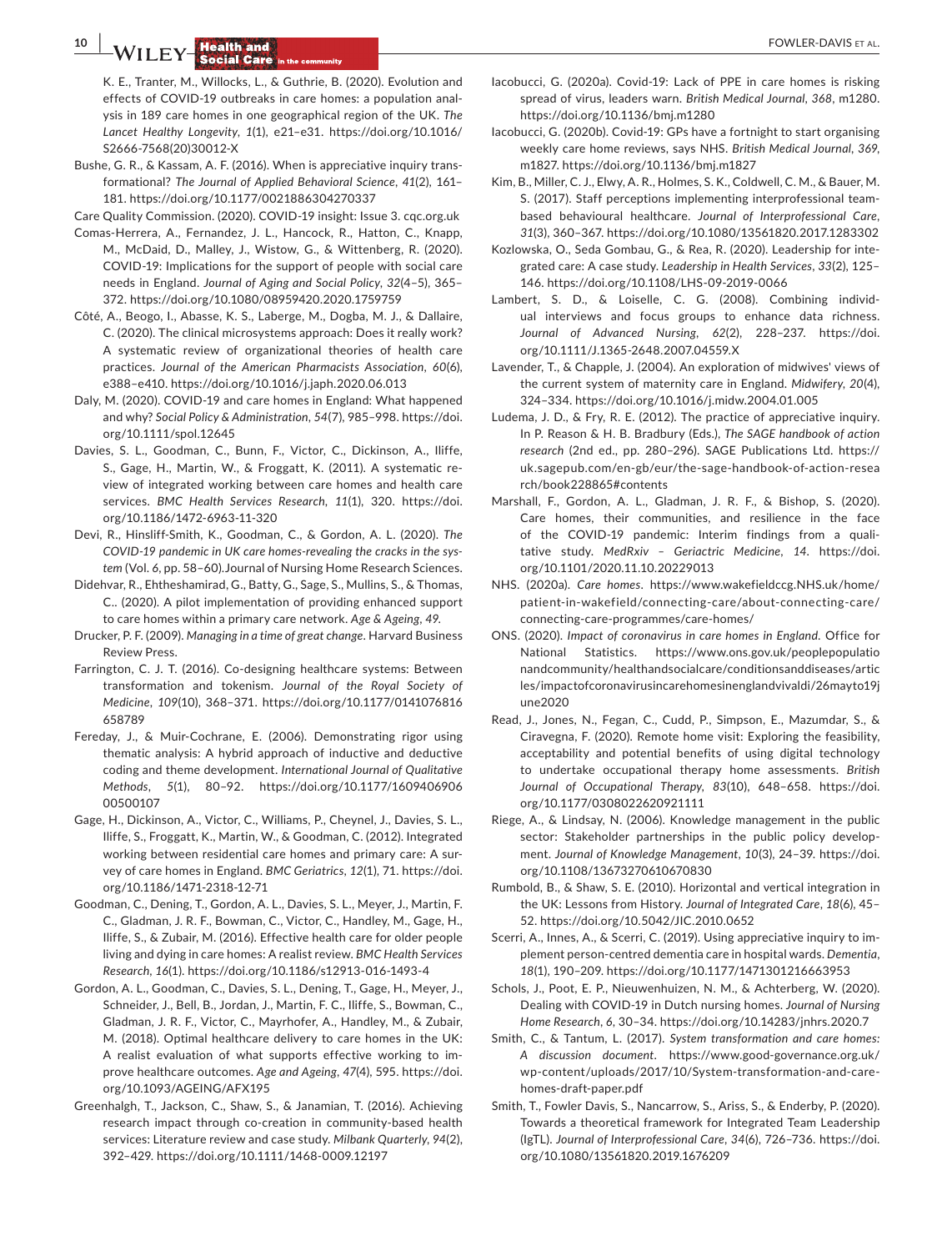K. E., Tranter, M., Willocks, L., & Guthrie, B. (2020). Evolution and effects of COVID-19 outbreaks in care homes: a population analysis in 189 care homes in one geographical region of the UK. *The Lancet Healthy Longevity*, *1*(1), e21–e31. https://doi.org/10.1016/S2666-7568(20)30012-X

Bushe, G. R., & Kassam, A. F. (2016). When is appreciative inquiry transformational? *The Journal of Applied Behavioral Science*, *41*(2), 161–181. https://doi.org/10.1177/0021886304270337

Care Quality Commission. (2020). COVID-19 insight: Issue 3. cqc.org.uk

Comas-Herrera, A., Fernandez, J. L., Hancock, R., Hatton, C., Knapp, M., McDaid, D., Malley, J., Wistow, G., & Wittenberg, R. (2020). COVID-19: Implications for the support of people with social care needs in England. *Journal of Aging and Social Policy*, *32*(4–5), 365–372. https://doi.org/10.1080/08959420.2020.1759759

Côté, A., Beogo, I., Abasse, K. S., Laberge, M., Dogba, M. J., & Dallaire, C. (2020). The clinical microsystems approach: Does it really work? A systematic review of organizational theories of health care practices. *Journal of the American Pharmacists Association*, *60*(6), e388–e410. https://doi.org/10.1016/j.japh.2020.06.013

Daly, M. (2020). COVID-19 and care homes in England: What happened and why? *Social Policy & Administration*, *54*(7), 985–998. https://doi.org/10.1111/spol.12645

Davies, S. L., Goodman, C., Bunn, F., Victor, C., Dickinson, A., Iliffe, S., Gage, H., Martin, W., & Froggatt, K. (2011). A systematic review of integrated working between care homes and health care services. *BMC Health Services Research*, *11*(1), 320. https://doi.org/10.1186/1472-6963-11-320

Devi, R., Hinsliff-Smith, K., Goodman, C., & Gordon, A. L. (2020). *The COVID-19 pandemic in UK care homes-revealing the cracks in the system* (Vol. *6*, pp. 58–60).Journal of Nursing Home Research Sciences.

Didehvar, R., Ehtheshamirad, G., Batty, G., Sage, S., Mullins, S., & Thomas, C.. (2020). A pilot implementation of providing enhanced support to care homes within a primary care network. *Age & Ageing*, *49*.

Drucker, P. F. (2009). *Managing in a time of great change*. Harvard Business Review Press.

Farrington, C. J. T. (2016). Co-designing healthcare systems: Between transformation and tokenism. *Journal of the Royal Society of Medicine*, *109*(10), 368–371. https://doi.org/10.1177/0141076816658789

Fereday, J., & Muir-Cochrane, E. (2006). Demonstrating rigor using thematic analysis: A hybrid approach of inductive and deductive coding and theme development. *International Journal of Qualitative Methods*, *5*(1), 80–92. https://doi.org/10.1177/160940690600500107

Gage, H., Dickinson, A., Victor, C., Williams, P., Cheynel, J., Davies, S. L., Iliffe, S., Froggatt, K., Martin, W., & Goodman, C. (2012). Integrated working between residential care homes and primary care: A survey of care homes in England. *BMC Geriatrics*, *12*(1), 71. https://doi.org/10.1186/1471-2318-12-71

Goodman, C., Dening, T., Gordon, A. L., Davies, S. L., Meyer, J., Martin, F. C., Gladman, J. R. F., Bowman, C., Victor, C., Handley, M., Gage, H., Iliffe, S., & Zubair, M. (2016). Effective health care for older people living and dying in care homes: A realist review. *BMC Health Services Research*, *16*(1). https://doi.org/10.1186/s12913-016-1493-4

Gordon, A. L., Goodman, C., Davies, S. L., Dening, T., Gage, H., Meyer, J., Schneider, J., Bell, B., Jordan, J., Martin, F. C., Iliffe, S., Bowman, C., Gladman, J. R. F., Victor, C., Mayrhofer, A., Handley, M., & Zubair, M. (2018). Optimal healthcare delivery to care homes in the UK: A realist evaluation of what supports effective working to improve healthcare outcomes. *Age and Ageing*, *47*(4), 595. https://doi.org/10.1093/AGEING/AFX195

Greenhalgh, T., Jackson, C., Shaw, S., & Janamian, T. (2016). Achieving research impact through co-creation in community-based health services: Literature review and case study. *Milbank Quarterly*, *94*(2), 392–429. https://doi.org/10.1111/1468-0009.12197

Iacobucci, G. (2020a). Covid-19: Lack of PPE in care homes is risking spread of virus, leaders warn. *British Medical Journal*, *368*, m1280. https://doi.org/10.1136/bmj.m1280

Iacobucci, G. (2020b). Covid-19: GPs have a fortnight to start organising weekly care home reviews, says NHS. *British Medical Journal*, *369*, m1827. https://doi.org/10.1136/bmj.m1827

Kim, B., Miller, C. J., Elwy, A. R., Holmes, S. K., Coldwell, C. M., & Bauer, M. S. (2017). Staff perceptions implementing interprofessional team-based behavioural healthcare. *Journal of Interprofessional Care*, *31*(3), 360–367. https://doi.org/10.1080/13561820.2017.1283302

Kozlowska, O., Seda Gombau, G., & Rea, R. (2020). Leadership for integrated care: A case study. *Leadership in Health Services*, *33*(2), 125–146. https://doi.org/10.1108/LHS-09-2019-0066

Lambert, S. D., & Loiselle, C. G. (2008). Combining individual interviews and focus groups to enhance data richness. *Journal of Advanced Nursing*, *62*(2), 228–237. https://doi.org/10.1111/J.1365-2648.2007.04559.X

Lavender, T., & Chapple, J. (2004). An exploration of midwives' views of the current system of maternity care in England. *Midwifery*, *20*(4), 324–334. https://doi.org/10.1016/j.midw.2004.01.005

Ludema, J. D., & Fry, R. E. (2012). The practice of appreciative inquiry. In P. Reason & H. B. Bradbury (Eds.), *The SAGE handbook of action research* (2nd ed., pp. 280–296). SAGE Publications Ltd. https://uk.sagepub.com/en-gb/eur/the-sage-handbook-of-action-research/book228865#contents

Marshall, F., Gordon, A. L., Gladman, J. R. F., & Bishop, S. (2020). Care homes, their communities, and resilience in the face of the COVID-19 pandemic: Interim findings from a qualitative study. *MedRxiv – Geriactric Medicine*, *14*. https://doi.org/10.1101/2020.11.10.20229013

NHS. (2020a). *Care homes*. https://www.wakefieldccg.NHS.uk/home/patient-in-wakefield/connecting-care/about-connecting-care/connecting-care-programmes/care-homes/

ONS. (2020). *Impact of coronavirus in care homes in England*. Office for National Statistics. https://www.ons.gov.uk/peoplepopulationandcommunity/healthandsocialcare/conditionsanddiseases/articles/impactofcoronavirusincarehomesinenglandvivaldi/26mayto19june2020

Read, J., Jones, N., Fegan, C., Cudd, P., Simpson, E., Mazumdar, S., & Ciravegna, F. (2020). Remote home visit: Exploring the feasibility, acceptability and potential benefits of using digital technology to undertake occupational therapy home assessments. *British Journal of Occupational Therapy*, *83*(10), 648–658. https://doi.org/10.1177/0308022620921111

Riege, A., & Lindsay, N. (2006). Knowledge management in the public sector: Stakeholder partnerships in the public policy development. *Journal of Knowledge Management*, *10*(3), 24–39. https://doi.org/10.1108/13673270610670830

Rumbold, B., & Shaw, S. E. (2010). Horizontal and vertical integration in the UK: Lessons from History. *Journal of Integrated Care*, *18*(6), 45–52. https://doi.org/10.5042/JIC.2010.0652

Scerri, A., Innes, A., & Scerri, C. (2019). Using appreciative inquiry to implement person-centred dementia care in hospital wards. *Dementia*, *18*(1), 190–209. https://doi.org/10.1177/1471301216663953

Schols, J., Poot, E. P., Nieuwenhuizen, N. M., & Achterberg, W. (2020). Dealing with COVID-19 in Dutch nursing homes. *Journal of Nursing Home Research*, *6*, 30–34. https://doi.org/10.14283/jnhrs.2020.7

Smith, C., & Tantum, L. (2017). *System transformation and care homes: A discussion document*. https://www.good-governance.org.uk/wp-content/uploads/2017/10/System-transformation-and-care-homes-draft-paper.pdf

Smith, T., Fowler Davis, S., Nancarrow, S., Ariss, S., & Enderby, P. (2020). Towards a theoretical framework for Integrated Team Leadership (IgTL). *Journal of Interprofessional Care*, *34*(6), 726–736. https://doi.org/10.1080/13561820.2019.1676209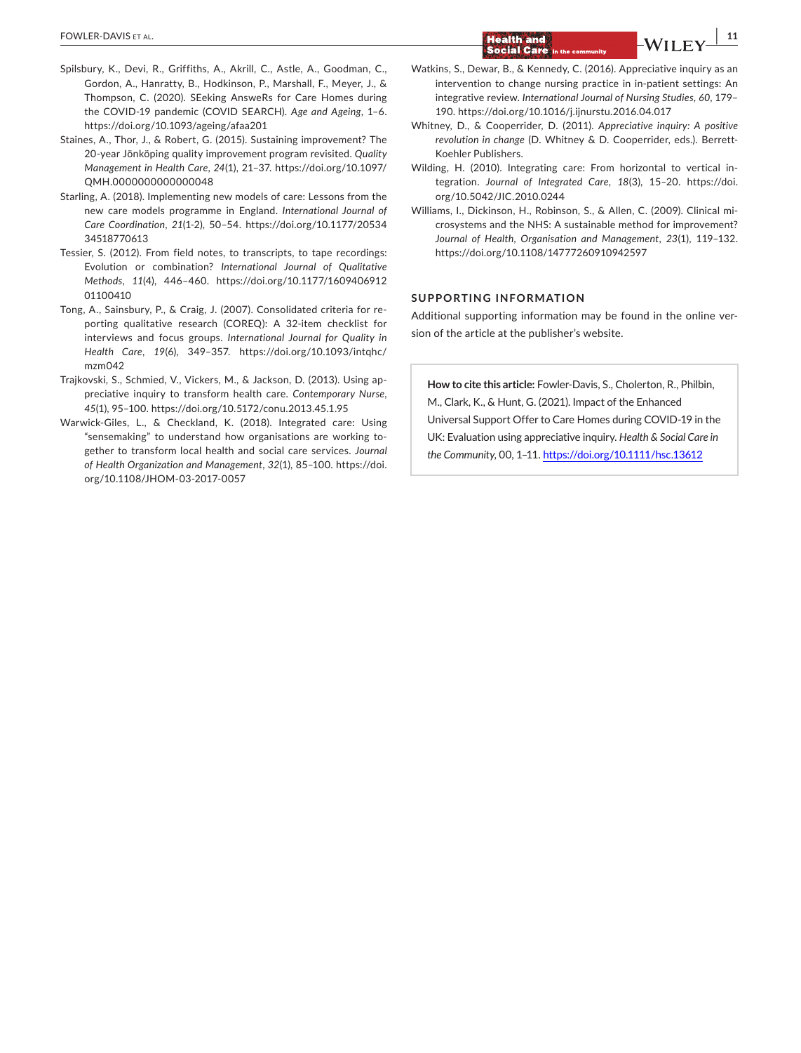Spilsbury, K., Devi, R., Griffiths, A., Akrill, C., Astle, A., Goodman, C., Gordon, A., Hanratty, B., Hodkinson, P., Marshall, F., Meyer, J., & Thompson, C. (2020). SEeking AnsweRs for Care Homes during the COVID-19 pandemic (COVID SEARCH). *Age and Ageing*, 1–6. https://doi.org/10.1093/ageing/afaa201

Staines, A., Thor, J., & Robert, G. (2015). Sustaining improvement? The 20-year Jönköping quality improvement program revisited. *Quality Management in Health Care*, *24*(1), 21–37. https://doi.org/10.1097/QMH.0000000000000048

Starling, A. (2018). Implementing new models of care: Lessons from the new care models programme in England. *International Journal of Care Coordination*, *21*(1-2), 50–54. https://doi.org/10.1177/2053434518770613

Tessier, S. (2012). From field notes, to transcripts, to tape recordings: Evolution or combination? *International Journal of Qualitative Methods*, *11*(4), 446–460. https://doi.org/10.1177/160940691201100410

Tong, A., Sainsbury, P., & Craig, J. (2007). Consolidated criteria for reporting qualitative research (COREQ): A 32-item checklist for interviews and focus groups. *International Journal for Quality in Health Care*, *19*(6), 349–357. https://doi.org/10.1093/intqhc/mzm042

Trajkovski, S., Schmied, V., Vickers, M., & Jackson, D. (2013). Using appreciative inquiry to transform health care. *Contemporary Nurse*, *45*(1), 95–100. https://doi.org/10.5172/conu.2013.45.1.95

Warwick-Giles, L., & Checkland, K. (2018). Integrated care: Using "sensemaking" to understand how organisations are working together to transform local health and social care services. *Journal of Health Organization and Management*, *32*(1), 85–100. https://doi.org/10.1108/JHOM-03-2017-0057

Watkins, S., Dewar, B., & Kennedy, C. (2016). Appreciative inquiry as an intervention to change nursing practice in in-patient settings: An integrative review. *International Journal of Nursing Studies*, *60*, 179–190. https://doi.org/10.1016/j.ijnurstu.2016.04.017

Whitney, D., & Cooperrider, D. (2011). *Appreciative inquiry: A positive revolution in change* (D. Whitney & D. Cooperrider, eds.). Berrett-Koehler Publishers.

Wilding, H. (2010). Integrating care: From horizontal to vertical integration. *Journal of Integrated Care*, *18*(3), 15–20. https://doi.org/10.5042/JIC.2010.0244

Williams, I., Dickinson, H., Robinson, S., & Allen, C. (2009). Clinical microsystems and the NHS: A sustainable method for improvement? *Journal of Health, Organisation and Management*, *23*(1), 119–132. https://doi.org/10.1108/14777260910942597

## SUPPORTING INFORMATION

Additional supporting information may be found in the online version of the article at the publisher's website.

**How to cite this article:** Fowler-Davis, S., Cholerton, R., Philbin, M., Clark, K., & Hunt, G. (2021). Impact of the Enhanced Universal Support Offer to Care Homes during COVID-19 in the UK: Evaluation using appreciative inquiry. *Health & Social Care in the Community*, 00, 1–11. https://doi.org/10.1111/hsc.13612